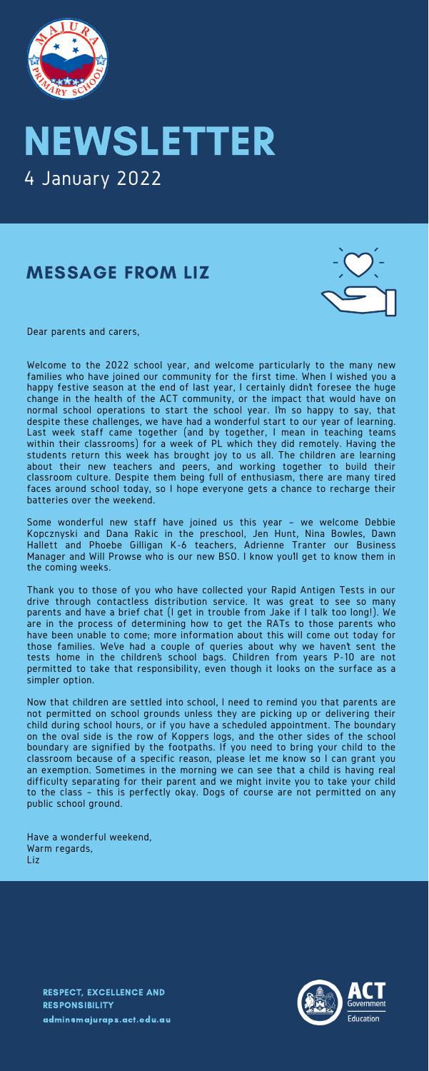# NEWSLETTER

4 January 2022

## MESSAGE FROM LIZ

Dear parents and carers,

Welcome to the 2022 school year, and welcome particularly to the many new families who have joined our community for the first time. When I wished you a happy festive season at the end of last year, I certainly didn't foresee the huge change in the health of the ACT community, or the impact that would have on normal school operations to start the school year. I'm so happy to say, that despite these challenges, we have had a wonderful start to our year of learning. Last week staff came together (and by together, I mean in teaching teams within their classrooms) for a week of PL which they did remotely. Having the students return this week has brought joy to us all. The children are learning about their new teachers and peers, and working together to build their classroom culture. Despite them being full of enthusiasm, there are many tired faces around school today, so I hope everyone gets a chance to recharge their batteries over the weekend.

Some wonderful new staff have joined us this year – we welcome Debbie Kopcznyski and Dana Rakic in the preschool, Jen Hunt, Nina Bowles, Dawn Hallett and Phoebe Gilligan K-6 teachers, Adrienne Tranter our Business Manager and Will Prowse who is our new BSO. I know you'll get to know them in the coming weeks.

Thank you to those of you who have collected your Rapid Antigen Tests in our drive through contactless distribution service. It was great to see so many parents and have a brief chat (I get in trouble from Jake if I talk too long!). We are in the process of determining how to get the RATs to those parents who have been unable to come; more information about this will come out today for those families. We've had a couple of queries about why we haven't sent the tests home in the children's school bags. Children from years P-10 are not permitted to take that responsibility, even though it looks on the surface as a simpler option.

Now that children are settled into school, I need to remind you that parents are not permitted on school grounds unless they are picking up or delivering their child during school hours, or if you have a scheduled appointment. The boundary on the oval side is the row of Koppers logs, and the other sides of the school boundary are signified by the footpaths. If you need to bring your child to the classroom because of a specific reason, please let me know so I can grant you an exemption. Sometimes in the morning we can see that a child is having real difficulty separating for their parent and we might invite you to take your child to the class – this is perfectly okay. Dogs of course are not permitted on any public school ground.

Have a wonderful weekend,
Warm regards,
Liz

**RESPECT, EXCELLENCE AND RESPONSIBILITY**
admin@majuraps.act.edu.au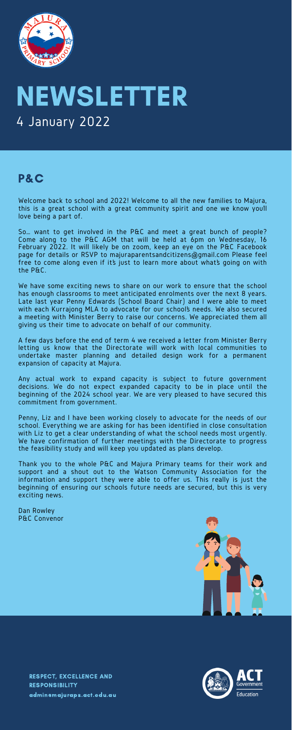# NEWSLETTER

4 January 2022

## P&C

Welcome back to school and 2022! Welcome to all the new families to Majura, this is a great school with a great community spirit and one we know you'll love being a part of.

So... want to get involved in the P&C and meet a great bunch of people? Come along to the P&C AGM that will be held at 6pm on Wednesday, 16 February 2022. It will likely be on zoom, keep an eye on the P&C Facebook page for details or RSVP to majuraparentsandcitizens@gmail.com Please feel free to come along even if it's just to learn more about what's going on with the P&C.

We have some exciting news to share on our work to ensure that the school has enough classrooms to meet anticipated enrolments over the next 8 years. Late last year Penny Edwards (School Board Chair) and I were able to meet with each Kurrajong MLA to advocate for our school's needs. We also secured a meeting with Minister Berry to raise our concerns. We appreciated them all giving us their time to advocate on behalf of our community.

A few days before the end of term 4 we received a letter from Minister Berry letting us know that the Directorate will work with local communities to undertake master planning and detailed design work for a permanent expansion of capacity at Majura.

Any actual work to expand capacity is subject to future government decisions. We do not expect expanded capacity to be in place until the beginning of the 2024 school year. We are very pleased to have secured this commitment from government.

Penny, Liz and I have been working closely to advocate for the needs of our school. Everything we are asking for has been identified in close consultation with Liz to get a clear understanding of what the school needs most urgently. We have confirmation of further meetings with the Directorate to progress the feasibility study and will keep you updated as plans develop.

Thank you to the whole P&C and Majura Primary teams for their work and support and a shout out to the Watson Community Association for the information and support they were able to offer us. This really is just the beginning of ensuring our schools future needs are secured, but this is very exciting news.

Dan Rowley
P&C Convenor

RESPECT, EXCELLENCE AND RESPONSIBILITY
admin@majuraps.act.edu.au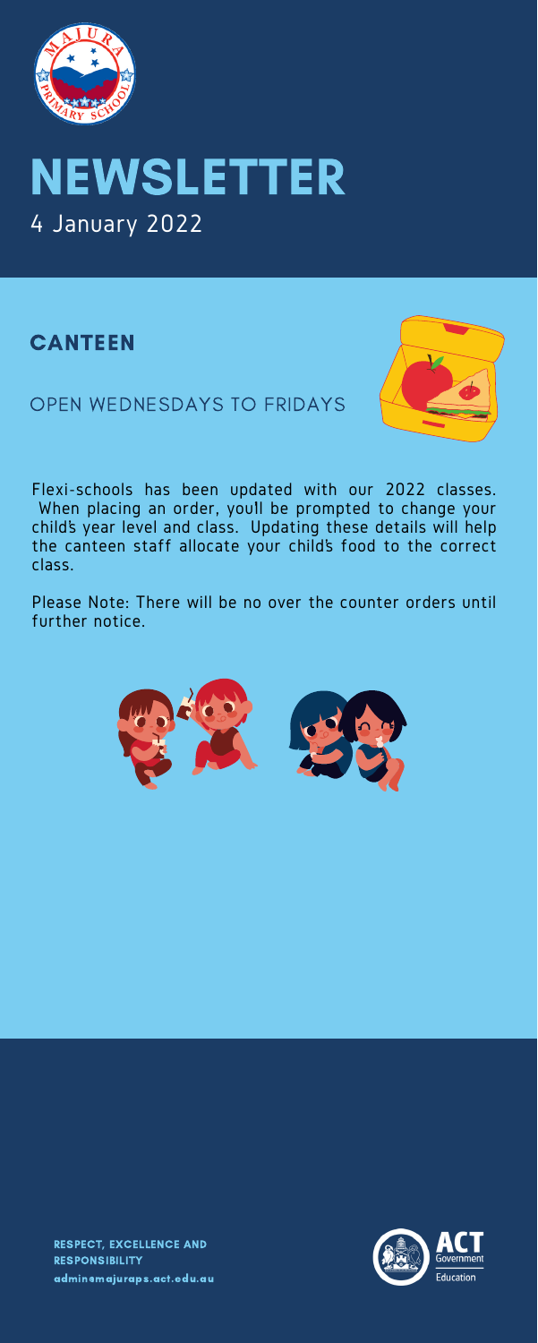# NEWSLETTER

4 January 2022

## CANTEEN

OPEN WEDNESDAYS TO FRIDAYS

Flexi-schools has been updated with our 2022 classes. When placing an order, you'll be prompted to change your child's year level and class. Updating these details will help the canteen staff allocate your child's food to the correct class.

Please Note: There will be no over the counter orders until further notice.

**RESPECT, EXCELLENCE AND RESPONSIBILITY**

admin@majuraps.act.edu.au